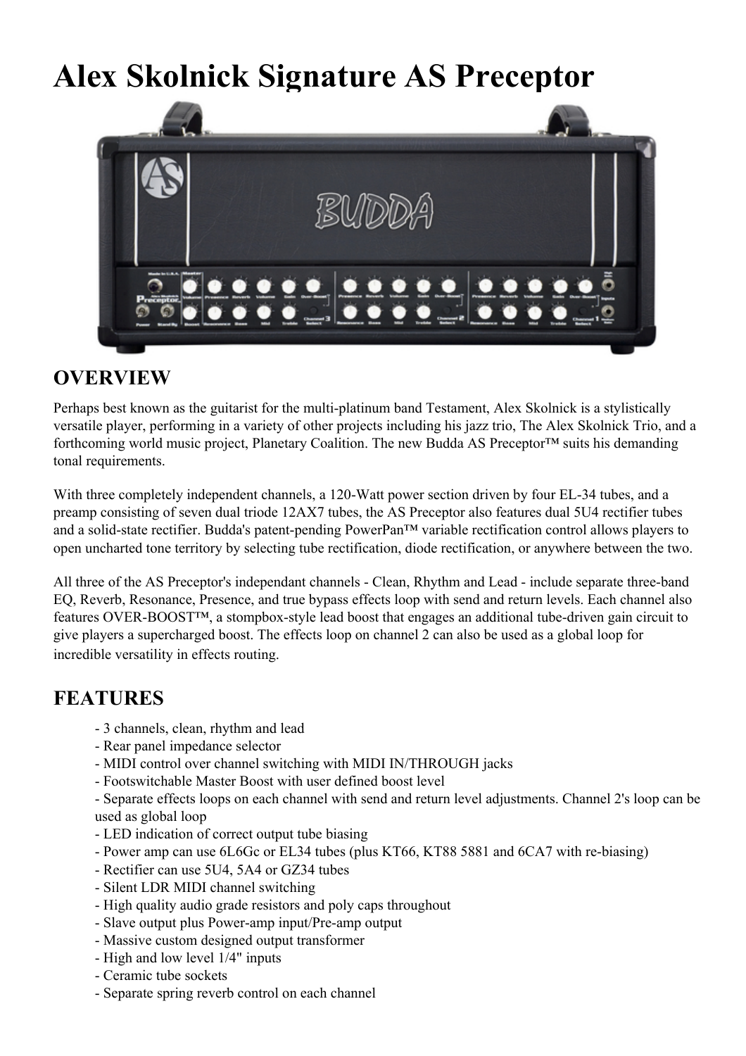# Alex Skolnick Signature AS Preceptor

## OVERVIEW

Perhaps best known as the guitarist for the multi-platinum band Testament, Alex Skolnick is a stylistically versatile player, performing in a variety of other projects including his jazz trio, The Alex Skolnick Trio, and a forthcoming world music project, Planetary Coalition. The new Budda AS Preceptor™ suits his demanding tonal requirements.

With three completely independent channels, a 120-Watt power section driven by four EL-34 tubes, and a preamp consisting of seven dual triode 12AX7 tubes, the AS Preceptor also features dual 5U4 rectifier tubes and a solid-state rectifier. Budda's patent-pending PowerPan™ variable rectification control allows players to open uncharted tone territory by selecting tube rectification, diode rectification, or anywhere between the two.

All three of the AS Preceptor's independant channels - Clean, Rhythm and Lead - include separate three-band EQ, Reverb, Resonance, Presence, and true bypass effects loop with send and return levels. Each channel also features OVER-BOOST™, a stompbox-style lead boost that engages an additional tube-driven gain circuit to give players a supercharged boost. The effects loop on channel 2 can also be used as a global loop for incredible versatility in effects routing.

## FEATURES

- 3 channels, clean, rhythm and lead
- Rear panel impedance selector
- MIDI control over channel switching with MIDI IN/THROUGH jacks
- Footswitchable Master Boost with user defined boost level
- Separate effects loops on each channel with send and return level adjustments. Channel 2's loop can be used as global loop
- LED indication of correct output tube biasing
- Power amp can use 6L6Gc or EL34 tubes (plus KT66, KT88 5881 and 6CA7 with re-biasing)
- Rectifier can use 5U4, 5A4 or GZ34 tubes
- Silent LDR MIDI channel switching
- High quality audio grade resistors and poly caps throughout
- Slave output plus Power-amp input/Pre-amp output
- Massive custom designed output transformer
- High and low level 1/4" inputs
- Ceramic tube sockets
- Separate spring reverb control on each channel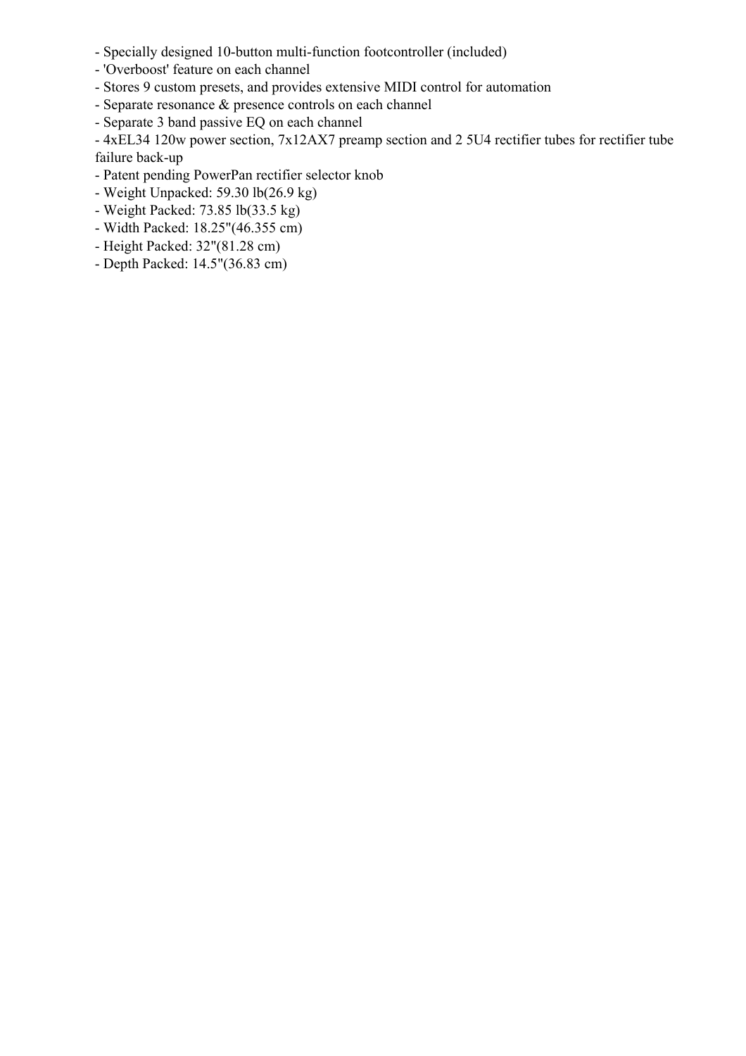- Specially designed 10-button multi-function footcontroller (included)
- 'Overboost' feature on each channel
- Stores 9 custom presets, and provides extensive MIDI control for automation
- Separate resonance & presence controls on each channel
- Separate 3 band passive EQ on each channel
- 4xEL34 120w power section, 7x12AX7 preamp section and 2 5U4 rectifier tubes for rectifier tube failure back-up
- Patent pending PowerPan rectifier selector knob
- Weight Unpacked: 59.30 lb(26.9 kg)
- Weight Packed: 73.85 lb(33.5 kg)
- Width Packed: 18.25"(46.355 cm)
- Height Packed: 32"(81.28 cm)
- Depth Packed: 14.5"(36.83 cm)